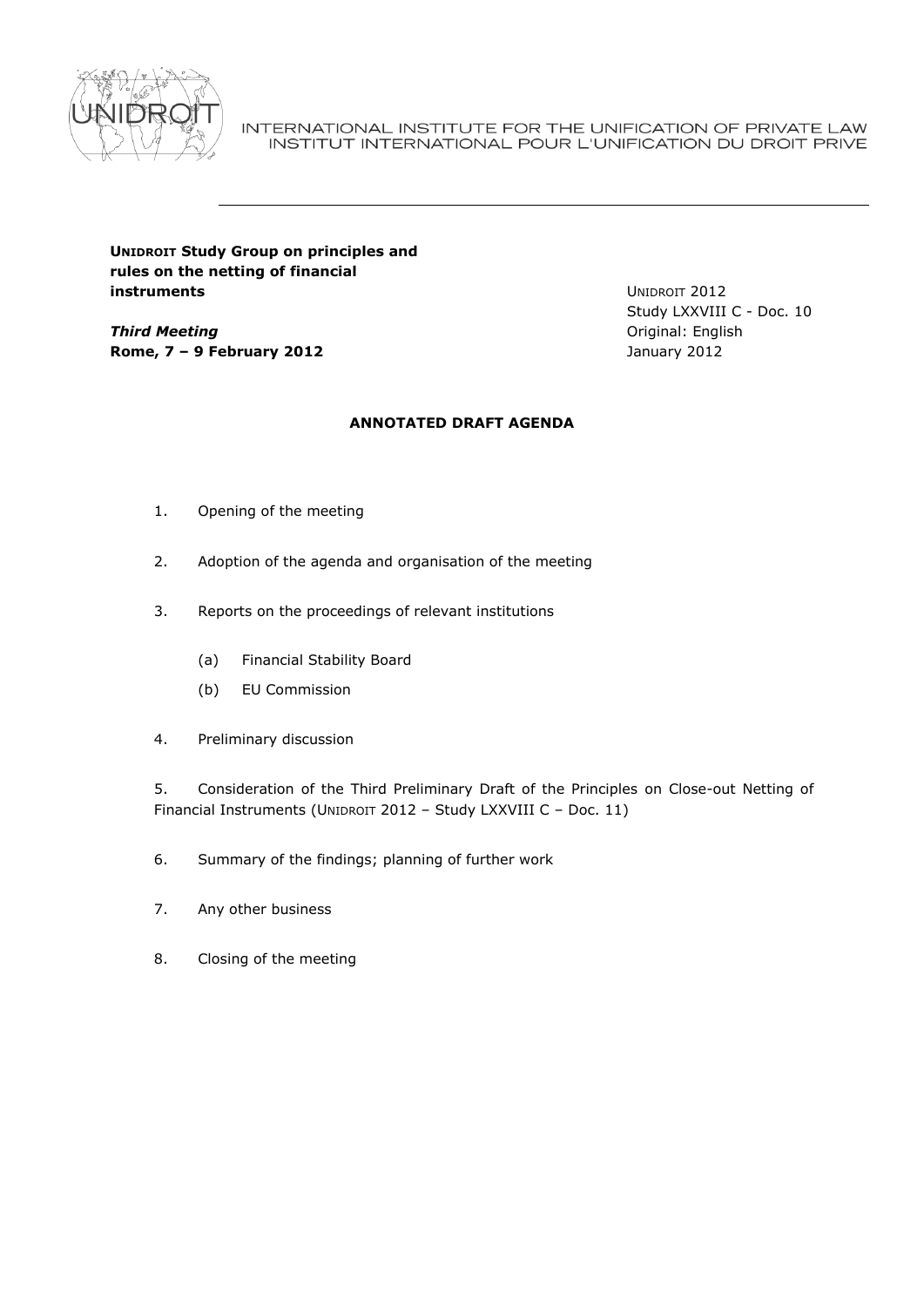INTERNATIONAL INSTITUTE FOR THE UNIFICATION OF PRIVATE LAW
INSTITUT INTERNATIONAL POUR L'UNIFICATION DU DROIT PRIVE

---

**UNIDROIT Study Group on principles and rules on the netting of financial instruments**

***Third Meeting***
**Rome, 7 – 9 February 2012**

UNIDROIT 2012
Study LXXVIII C - Doc. 10
Original: English
January 2012

**ANNOTATED DRAFT AGENDA**

1. Opening of the meeting

2. Adoption of the agenda and organisation of the meeting

3. Reports on the proceedings of relevant institutions

   (a) Financial Stability Board

   (b) EU Commission

4. Preliminary discussion

5. Consideration of the Third Preliminary Draft of the Principles on Close-out Netting of Financial Instruments (UNIDROIT 2012 – Study LXXVIII C – Doc. 11)

6. Summary of the findings; planning of further work

7. Any other business

8. Closing of the meeting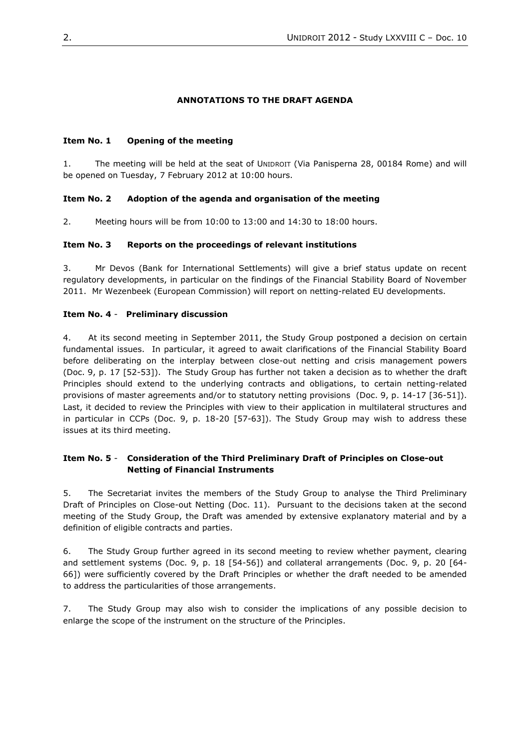## ANNOTATIONS TO THE DRAFT AGENDA

### Item No. 1 Opening of the meeting

1. The meeting will be held at the seat of UNIDROIT (Via Panisperna 28, 00184 Rome) and will be opened on Tuesday, 7 February 2012 at 10:00 hours.

### Item No. 2 Adoption of the agenda and organisation of the meeting

2. Meeting hours will be from 10:00 to 13:00 and 14:30 to 18:00 hours.

### Item No. 3 Reports on the proceedings of relevant institutions

3. Mr Devos (Bank for International Settlements) will give a brief status update on recent regulatory developments, in particular on the findings of the Financial Stability Board of November 2011. Mr Wezenbeek (European Commission) will report on netting-related EU developments.

### Item No. 4 - Preliminary discussion

4. At its second meeting in September 2011, the Study Group postponed a decision on certain fundamental issues. In particular, it agreed to await clarifications of the Financial Stability Board before deliberating on the interplay between close-out netting and crisis management powers (Doc. 9, p. 17 [52-53]). The Study Group has further not taken a decision as to whether the draft Principles should extend to the underlying contracts and obligations, to certain netting-related provisions of master agreements and/or to statutory netting provisions (Doc. 9, p. 14-17 [36-51]). Last, it decided to review the Principles with view to their application in multilateral structures and in particular in CCPs (Doc. 9, p. 18-20 [57-63]). The Study Group may wish to address these issues at its third meeting.

### Item No. 5 - Consideration of the Third Preliminary Draft of Principles on Close-out Netting of Financial Instruments

5. The Secretariat invites the members of the Study Group to analyse the Third Preliminary Draft of Principles on Close-out Netting (Doc. 11). Pursuant to the decisions taken at the second meeting of the Study Group, the Draft was amended by extensive explanatory material and by a definition of eligible contracts and parties.

6. The Study Group further agreed in its second meeting to review whether payment, clearing and settlement systems (Doc. 9, p. 18 [54-56]) and collateral arrangements (Doc. 9, p. 20 [64-66]) were sufficiently covered by the Draft Principles or whether the draft needed to be amended to address the particularities of those arrangements.

7. The Study Group may also wish to consider the implications of any possible decision to enlarge the scope of the instrument on the structure of the Principles.